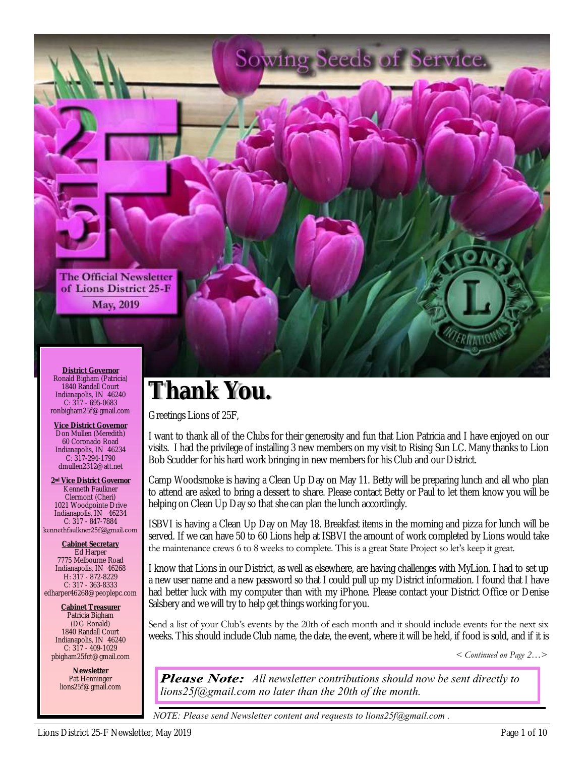Sowing Seeds of Service.

The Official Newsletter of Lions District 25-F

May, 2019

**District Governor**
Ronald Bigham (Patricia)
1840 Randall Court
Indianapolis, IN 46240
C: 317 - 695-0683
ronbigham25f@gmail.com

**Vice District Governor**
Don Mullen (Meredith)
60 Coronado Road
Indianapolis, IN 46234
C: 317-294-1790
dmullen2312@att.net

**2nd Vice District Governor**
Kenneth Faulkner
Clermont (Cheri)
1021 Woodpointe Drive
Indianapolis, IN 46234
C: 317 - 847-7884
kennethfaulkner25f@gmail.com

**Cabinet Secretary**
Ed Harper
7775 Melbourne Road
Indianapolis, IN 46268
H: 317 - 872-8229
C: 317 - 363-8333
edharper46268@peoplepc.com

**Cabinet Treasurer**
Patricia Bigham
(DG Ronald)
1840 Randall Court
Indianapolis, IN 46240
C: 317 - 409-1029
pbigham25fct@gmail.com

**Newsletter**
Pat Henninger
lions25f@gmail.com

# Thank You.

Greetings Lions of 25F,

I want to thank all of the Clubs for their generosity and fun that Lion Patricia and I have enjoyed on our visits. I had the privilege of installing 3 new members on my visit to Rising Sun LC. Many thanks to Lion Bob Scudder for his hard work bringing in new members for his Club and our District.

Camp Woodsmoke is having a Clean Up Day on May 11. Betty will be preparing lunch and all who plan to attend are asked to bring a dessert to share. Please contact Betty or Paul to let them know you will be helping on Clean Up Day so that she can plan the lunch accordingly.

ISBVI is having a Clean Up Day on May 18. Breakfast items in the morning and pizza for lunch will be served. If we can have 50 to 60 Lions help at ISBVI the amount of work completed by Lions would take the maintenance crews 6 to 8 weeks to complete. This is a great State Project so let's keep it great.

I know that Lions in our District, as well as elsewhere, are having challenges with MyLion. I had to set up a new user name and a new password so that I could pull up my District information. I found that I have had better luck with my computer than with my iPhone. Please contact your District Office or Denise Salsbery and we will try to help get things working for you.

Send a list of your Club's events by the 20th of each month and it should include events for the next six weeks. This should include Club name, the date, the event, where it will be held, if food is sold, and if it is

*< Continued on Page 2…>*

***Please Note:*** *All newsletter contributions should now be sent directly to lions25f@gmail.com no later than the 20th of the month.*

*NOTE: Please send Newsletter content and requests to lions25f@gmail.com .*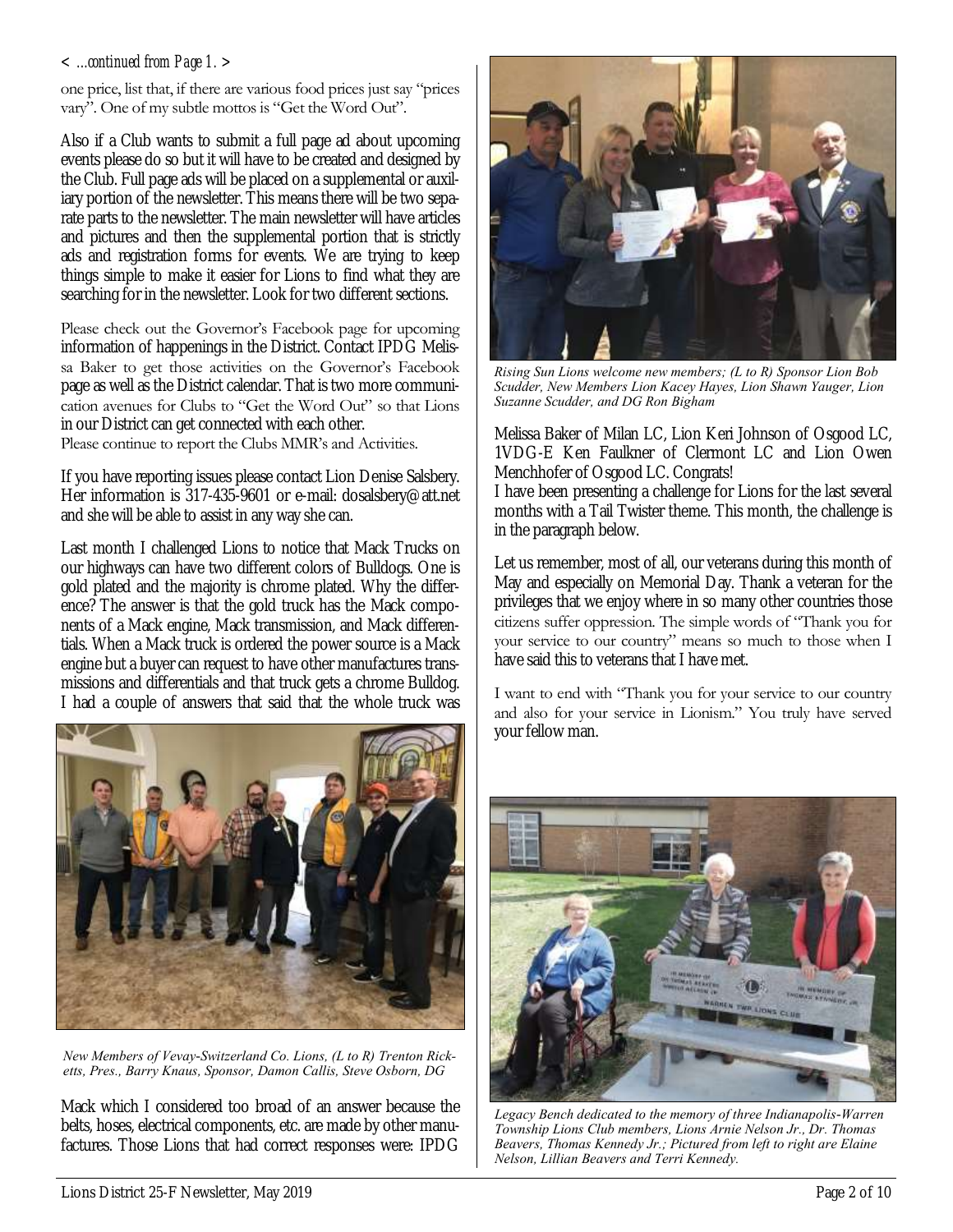< *...continued from Page 1.* >

one price, list that, if there are various food prices just say "prices vary". One of my subtle mottos is "Get the Word Out".

Also if a Club wants to submit a full page ad about upcoming events please do so but it will have to be created and designed by the Club. Full page ads will be placed on a supplemental or auxiliary portion of the newsletter. This means there will be two separate parts to the newsletter. The main newsletter will have articles and pictures and then the supplemental portion that is strictly ads and registration forms for events. We are trying to keep things simple to make it easier for Lions to find what they are searching for in the newsletter. Look for two different sections.

Please check out the Governor's Facebook page for upcoming information of happenings in the District. Contact IPDG Melissa Baker to get those activities on the Governor's Facebook page as well as the District calendar. That is two more communication avenues for Clubs to "Get the Word Out" so that Lions in our District can get connected with each other.
Please continue to report the Clubs MMR's and Activities.

If you have reporting issues please contact Lion Denise Salsbery. Her information is 317-435-9601 or e-mail: dosalsbery@att.net and she will be able to assist in any way she can.

Last month I challenged Lions to notice that Mack Trucks on our highways can have two different colors of Bulldogs. One is gold plated and the majority is chrome plated. Why the difference? The answer is that the gold truck has the Mack components of a Mack engine, Mack transmission, and Mack differentials. When a Mack truck is ordered the power source is a Mack engine but a buyer can request to have other manufactures transmissions and differentials and that truck gets a chrome Bulldog. I had a couple of answers that said that the whole truck was Mack which I considered too broad of an answer because the belts, hoses, electrical components, etc. are made by other manufactures. Those Lions that had correct responses were: IPDG Melissa Baker of Milan LC, Lion Keri Johnson of Osgood LC, 1VDG-E Ken Faulkner of Clermont LC and Lion Owen Menchhofer of Osgood LC. Congrats!

*New Members of Vevay-Switzerland Co. Lions, (L to R) Trenton Ricketts, Pres., Barry Knaus, Sponsor, Damon Callis, Steve Osborn, DG*

*Rising Sun Lions welcome new members; (L to R) Sponsor Lion Bob Scudder, New Members Lion Kacey Hayes, Lion Shawn Yauger, Lion Suzanne Scudder, and DG Ron Bigham*

I have been presenting a challenge for Lions for the last several months with a Tail Twister theme. This month, the challenge is in the paragraph below.

Let us remember, most of all, our veterans during this month of May and especially on Memorial Day. Thank a veteran for the privileges that we enjoy where in so many other countries those citizens suffer oppression. The simple words of "Thank you for your service to our country" means so much to those when I have said this to veterans that I have met.

I want to end with "Thank you for your service to our country and also for your service in Lionism." You truly have served your fellow man.

*Legacy Bench dedicated to the memory of three Indianapolis-Warren Township Lions Club members, Lions Arnie Nelson Jr., Dr. Thomas Beavers, Thomas Kennedy Jr.; Pictured from left to right are Elaine Nelson, Lillian Beavers and Terri Kennedy.*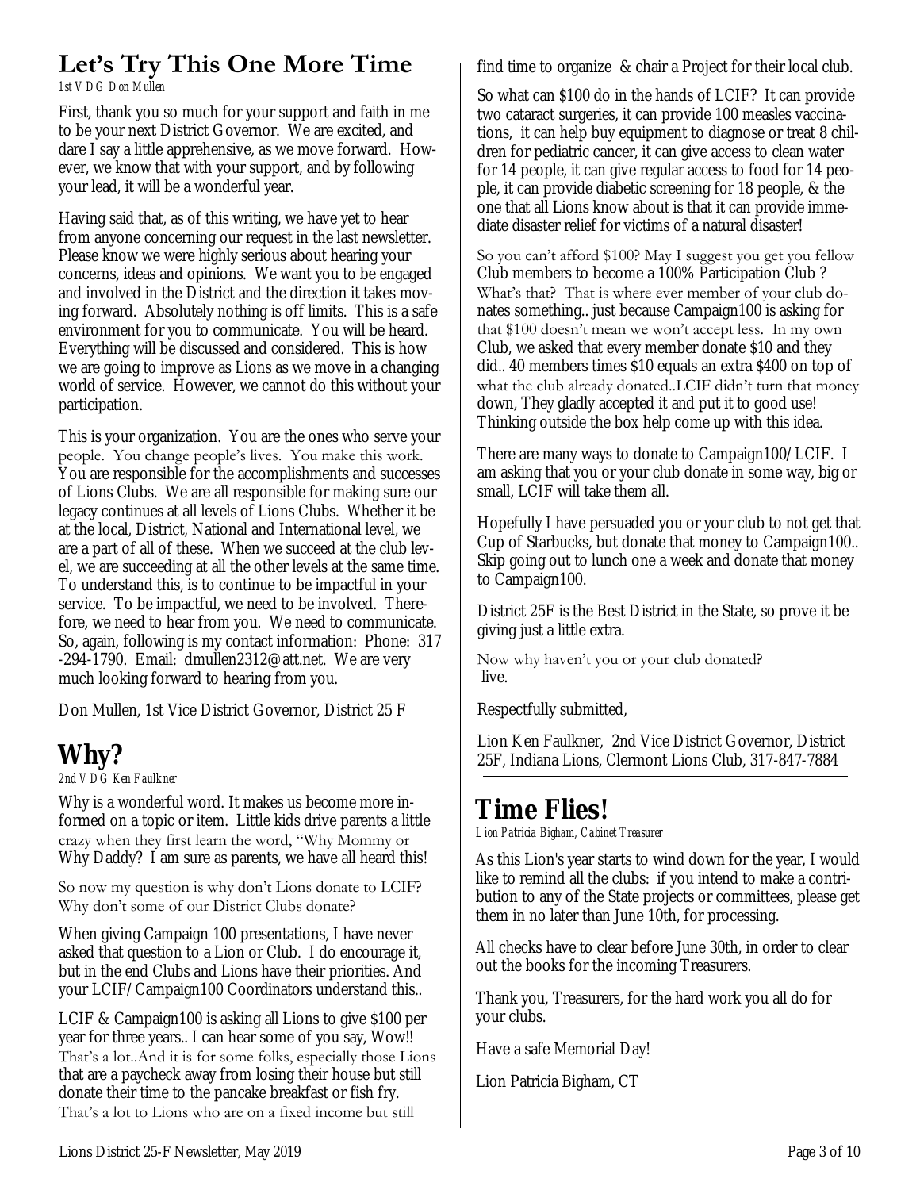# Let's Try This One More Time

*1st V D G Don Mullen*

First, thank you so much for your support and faith in me to be your next District Governor. We are excited, and dare I say a little apprehensive, as we move forward. However, we know that with your support, and by following your lead, it will be a wonderful year.

Having said that, as of this writing, we have yet to hear from anyone concerning our request in the last newsletter. Please know we were highly serious about hearing your concerns, ideas and opinions. We want you to be engaged and involved in the District and the direction it takes moving forward. Absolutely nothing is off limits. This is a safe environment for you to communicate. You will be heard. Everything will be discussed and considered. This is how we are going to improve as Lions as we move in a changing world of service. However, we cannot do this without your participation.

This is your organization. You are the ones who serve your people. You change people's lives. You make this work. You are responsible for the accomplishments and successes of Lions Clubs. We are all responsible for making sure our legacy continues at all levels of Lions Clubs. Whether it be at the local, District, National and International level, we are a part of all of these. When we succeed at the club level, we are succeeding at all the other levels at the same time. To understand this, is to continue to be impactful in your service. To be impactful, we need to be involved. Therefore, we need to hear from you. We need to communicate. So, again, following is my contact information: Phone: 317-294-1790. Email: dmullen2312@att.net. We are very much looking forward to hearing from you.

Don Mullen, 1st Vice District Governor, District 25 F

# Why?

*2nd V D G Ken Faulkner*

Why is a wonderful word. It makes us become more informed on a topic or item. Little kids drive parents a little crazy when they first learn the word, "Why Mommy or Why Daddy? I am sure as parents, we have all heard this!

So now my question is why don't Lions donate to LCIF? Why don't some of our District Clubs donate?

When giving Campaign 100 presentations, I have never asked that question to a Lion or Club. I do encourage it, but in the end Clubs and Lions have their priorities. And your LCIF/Campaign100 Coordinators understand this..

LCIF & Campaign100 is asking all Lions to give $100 per year for three years.. I can hear some of you say, Wow!! That's a lot..And it is for some folks, especially those Lions that are a paycheck away from losing their house but still donate their time to the pancake breakfast or fish fry. That's a lot to Lions who are on a fixed income but still find time to organize & chair a Project for their local club.

So what can $100 do in the hands of LCIF? It can provide two cataract surgeries, it can provide 100 measles vaccinations, it can help buy equipment to diagnose or treat 8 children for pediatric cancer, it can give access to clean water for 14 people, it can give regular access to food for 14 people, it can provide diabetic screening for 18 people, & the one that all Lions know about is that it can provide immediate disaster relief for victims of a natural disaster!

So you can't afford $100? May I suggest you get you fellow Club members to become a 100% Participation Club ? What's that? That is where ever member of your club donates something.. just because Campaign100 is asking for that $100 doesn't mean we won't accept less. In my own Club, we asked that every member donate $10 and they did.. 40 members times $10 equals an extra $400 on top of what the club already donated..LCIF didn't turn that money down, They gladly accepted it and put it to good use! Thinking outside the box help come up with this idea.

There are many ways to donate to Campaign100/LCIF. I am asking that you or your club donate in some way, big or small, LCIF will take them all.

Hopefully I have persuaded you or your club to not get that Cup of Starbucks, but donate that money to Campaign100.. Skip going out to lunch one a week and donate that money to Campaign100.

District 25F is the Best District in the State, so prove it be giving just a little extra.

Now why haven't you or your club donated?
live.

Respectfully submitted,

Lion Ken Faulkner, 2nd Vice District Governor, District 25F, Indiana Lions, Clermont Lions Club, 317-847-7884

# Time Flies!

*Lion Patricia Bigham, Cabinet Treasurer*

As this Lion's year starts to wind down for the year, I would like to remind all the clubs: if you intend to make a contribution to any of the State projects or committees, please get them in no later than June 10th, for processing.

All checks have to clear before June 30th, in order to clear out the books for the incoming Treasurers.

Thank you, Treasurers, for the hard work you all do for your clubs.

Have a safe Memorial Day!

Lion Patricia Bigham, CT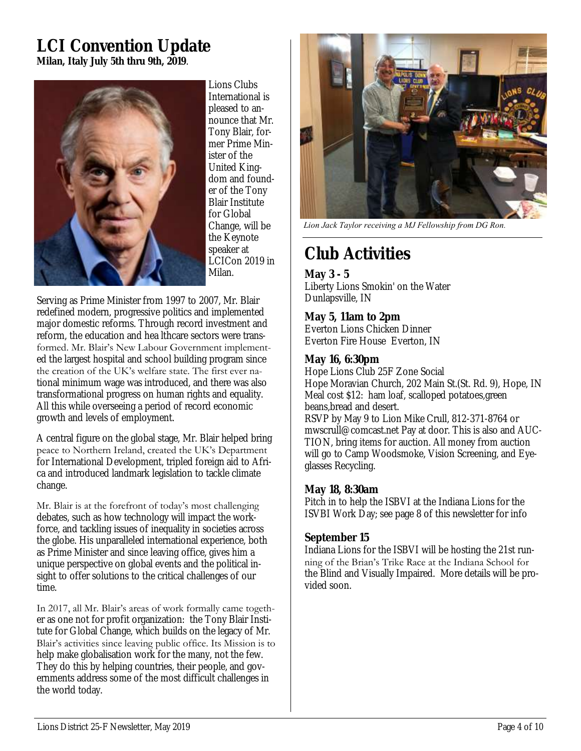# LCI Convention Update

**Milan, Italy July 5th thru 9th, 2019**.

Lions Clubs International is pleased to announce that Mr. Tony Blair, former Prime Minister of the United Kingdom and founder of the Tony Blair Institute for Global Change, will be the Keynote speaker at LCICon 2019 in Milan.

Serving as Prime Minister from 1997 to 2007, Mr. Blair redefined modern, progressive politics and implemented major domestic reforms. Through record investment and reform, the education and hea lthcare sectors were transformed. Mr. Blair's New Labour Government implemented the largest hospital and school building program since the creation of the UK's welfare state. The first ever national minimum wage was introduced, and there was also transformational progress on human rights and equality. All this while overseeing a period of record economic growth and levels of employment.

A central figure on the global stage, Mr. Blair helped bring peace to Northern Ireland, created the UK's Department for International Development, tripled foreign aid to Africa and introduced landmark legislation to tackle climate change.

Mr. Blair is at the forefront of today's most challenging debates, such as how technology will impact the workforce, and tackling issues of inequality in societies across the globe. His unparalleled international experience, both as Prime Minister and since leaving office, gives him a unique perspective on global events and the political insight to offer solutions to the critical challenges of our time.

In 2017, all Mr. Blair's areas of work formally came together as one not for profit organization: the Tony Blair Institute for Global Change, which builds on the legacy of Mr. Blair's activities since leaving public office. Its Mission is to help make globalisation work for the many, not the few. They do this by helping countries, their people, and governments address some of the most difficult challenges in the world today.

*Lion Jack Taylor receiving a MJ Fellowship from DG Ron.*

# Club Activities

**May 3 - 5**
Liberty Lions Smokin' on the Water
Dunlapsville, IN

**May 5, 11am to 2pm**
Everton Lions Chicken Dinner
Everton Fire House Everton, IN

**May 16, 6:30pm**
Hope Lions Club 25F Zone Social
Hope Moravian Church, 202 Main St.(St. Rd. 9), Hope, IN
Meal cost $12: ham loaf, scalloped potatoes,green beans,bread and desert.
RSVP by May 9 to Lion Mike Crull, 812-371-8764 or mwscrull@comcast.net Pay at door. This is also and AUCTION, bring items for auction. All money from auction will go to Camp Woodsmoke, Vision Screening, and Eyeglasses Recycling.

**May 18, 8:30am**
Pitch in to help the ISBVI at the Indiana Lions for the ISVBI Work Day; see page 8 of this newsletter for info

**September 15**
Indiana Lions for the ISBVI will be hosting the 21st running of the Brian's Trike Race at the Indiana School for the Blind and Visually Impaired. More details will be provided soon.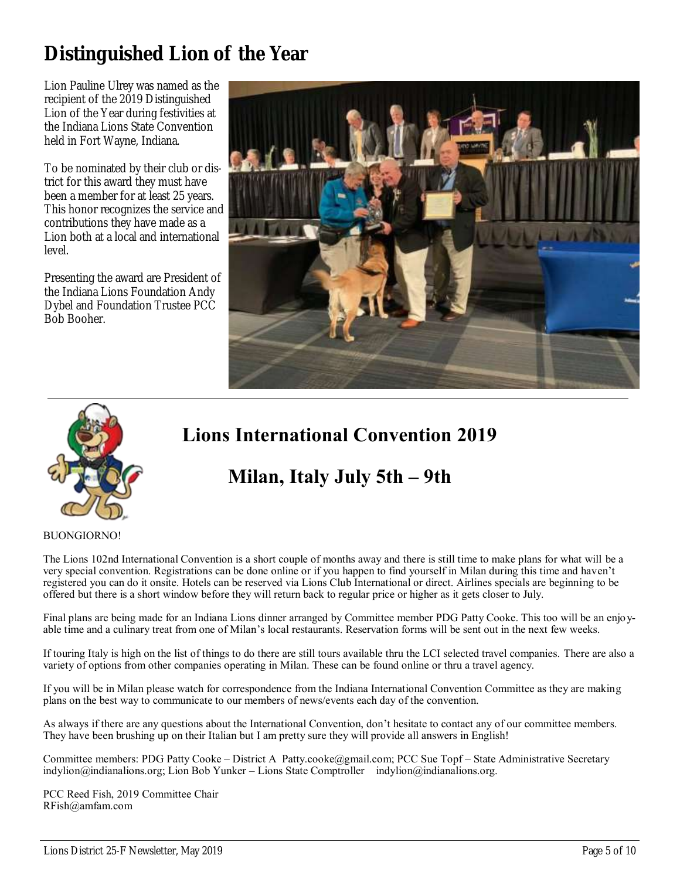# Distinguished Lion of the Year

Lion Pauline Ulrey was named as the recipient of the 2019 Distinguished Lion of the Year during festivities at the Indiana Lions State Convention held in Fort Wayne, Indiana.

To be nominated by their club or district for this award they must have been a member for at least 25 years. This honor recognizes the service and contributions they have made as a Lion both at a local and international level.

Presenting the award are President of the Indiana Lions Foundation Andy Dybel and Foundation Trustee PCC Bob Booher.

---

## Lions International Convention 2019

## Milan, Italy July 5th – 9th

BUONGIORNO!

The Lions 102nd International Convention is a short couple of months away and there is still time to make plans for what will be a very special convention. Registrations can be done online or if you happen to find yourself in Milan during this time and haven't registered you can do it onsite. Hotels can be reserved via Lions Club International or direct. Airlines specials are beginning to be offered but there is a short window before they will return back to regular price or higher as it gets closer to July.

Final plans are being made for an Indiana Lions dinner arranged by Committee member PDG Patty Cooke. This too will be an enjoyable time and a culinary treat from one of Milan's local restaurants. Reservation forms will be sent out in the next few weeks.

If touring Italy is high on the list of things to do there are still tours available thru the LCI selected travel companies. There are also a variety of options from other companies operating in Milan. These can be found online or thru a travel agency.

If you will be in Milan please watch for correspondence from the Indiana International Convention Committee as they are making plans on the best way to communicate to our members of news/events each day of the convention.

As always if there are any questions about the International Convention, don't hesitate to contact any of our committee members. They have been brushing up on their Italian but I am pretty sure they will provide all answers in English!

Committee members: PDG Patty Cooke – District A Patty.cooke@gmail.com; PCC Sue Topf – State Administrative Secretary indylion@indianalions.org; Lion Bob Yunker – Lions State Comptroller indylion@indianalions.org.

PCC Reed Fish, 2019 Committee Chair
RFish@amfam.com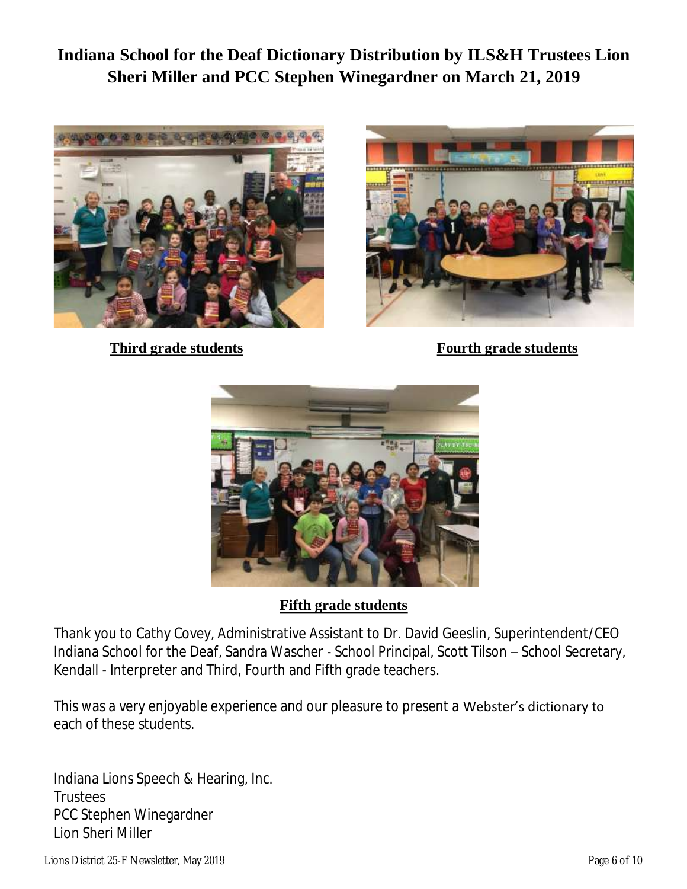# Indiana School for the Deaf Dictionary Distribution by ILS&H Trustees Lion Sheri Miller and PCC Stephen Winegardner on March 21, 2019

**Third grade students**

**Fourth grade students**

**Fifth grade students**

Thank you to Cathy Covey, Administrative Assistant to Dr. David Geeslin, Superintendent/CEO Indiana School for the Deaf, Sandra Wascher - School Principal, Scott Tilson – School Secretary, Kendall - Interpreter and Third, Fourth and Fifth grade teachers.

This was a very enjoyable experience and our pleasure to present a Webster's dictionary to each of these students.

Indiana Lions Speech & Hearing, Inc.
Trustees
PCC Stephen Winegardner
Lion Sheri Miller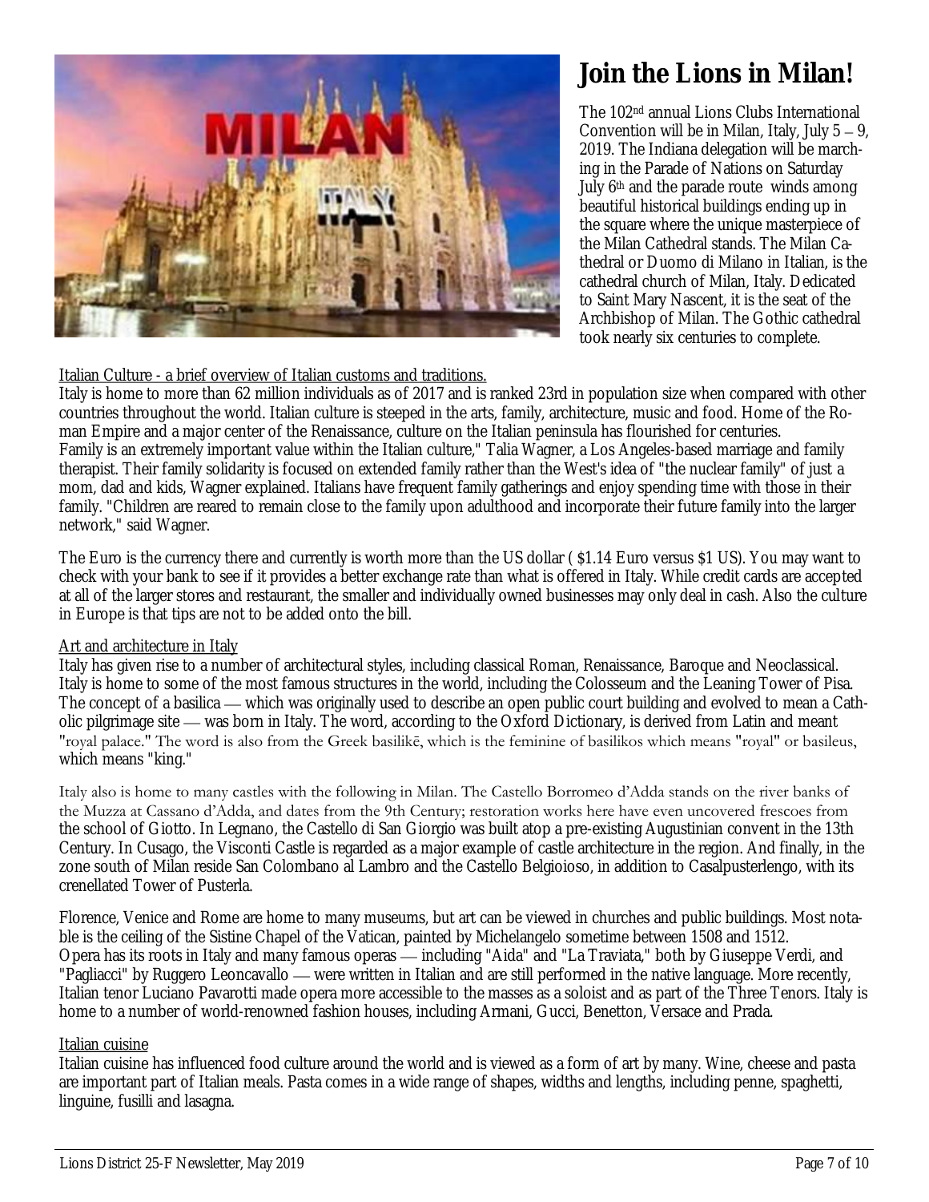# Join the Lions in Milan!

The 102nd annual Lions Clubs International Convention will be in Milan, Italy, July 5 – 9, 2019. The Indiana delegation will be marching in the Parade of Nations on Saturday July 6th and the parade route winds among beautiful historical buildings ending up in the square where the unique masterpiece of the Milan Cathedral stands. The Milan Cathedral or Duomo di Milano in Italian, is the cathedral church of Milan, Italy. Dedicated to Saint Mary Nascent, it is the seat of the Archbishop of Milan. The Gothic cathedral took nearly six centuries to complete.

Italian Culture - a brief overview of Italian customs and traditions.

Italy is home to more than 62 million individuals as of 2017 and is ranked 23rd in population size when compared with other countries throughout the world. Italian culture is steeped in the arts, family, architecture, music and food. Home of the Roman Empire and a major center of the Renaissance, culture on the Italian peninsula has flourished for centuries.
Family is an extremely important value within the Italian culture," Talia Wagner, a Los Angeles-based marriage and family therapist. Their family solidarity is focused on extended family rather than the West's idea of "the nuclear family" of just a mom, dad and kids, Wagner explained. Italians have frequent family gatherings and enjoy spending time with those in their family. "Children are reared to remain close to the family upon adulthood and incorporate their future family into the larger network," said Wagner.

The Euro is the currency there and currently is worth more than the US dollar ( $1.14 Euro versus $1 US). You may want to check with your bank to see if it provides a better exchange rate than what is offered in Italy. While credit cards are accepted at all of the larger stores and restaurant, the smaller and individually owned businesses may only deal in cash. Also the culture in Europe is that tips are not to be added onto the bill.

Art and architecture in Italy

Italy has given rise to a number of architectural styles, including classical Roman, Renaissance, Baroque and Neoclassical. Italy is home to some of the most famous structures in the world, including the Colosseum and the Leaning Tower of Pisa. The concept of a basilica — which was originally used to describe an open public court building and evolved to mean a Catholic pilgrimage site — was born in Italy. The word, according to the Oxford Dictionary, is derived from Latin and meant "royal palace." The word is also from the Greek basilikē, which is the feminine of basilikos which means "royal" or basileus, which means "king."

Italy also is home to many castles with the following in Milan. The Castello Borromeo d'Adda stands on the river banks of the Muzza at Cassano d'Adda, and dates from the 9th Century; restoration works here have even uncovered frescoes from the school of Giotto. In Legnano, the Castello di San Giorgio was built atop a pre-existing Augustinian convent in the 13th Century. In Cusago, the Visconti Castle is regarded as a major example of castle architecture in the region. And finally, in the zone south of Milan reside San Colombano al Lambro and the Castello Belgioioso, in addition to Casalpusterlengo, with its crenellated Tower of Pusterla.

Florence, Venice and Rome are home to many museums, but art can be viewed in churches and public buildings. Most notable is the ceiling of the Sistine Chapel of the Vatican, painted by Michelangelo sometime between 1508 and 1512.
Opera has its roots in Italy and many famous operas — including "Aida" and "La Traviata," both by Giuseppe Verdi, and "Pagliacci" by Ruggero Leoncavallo — were written in Italian and are still performed in the native language. More recently, Italian tenor Luciano Pavarotti made opera more accessible to the masses as a soloist and as part of the Three Tenors. Italy is home to a number of world-renowned fashion houses, including Armani, Gucci, Benetton, Versace and Prada.

Italian cuisine

Italian cuisine has influenced food culture around the world and is viewed as a form of art by many. Wine, cheese and pasta are important part of Italian meals. Pasta comes in a wide range of shapes, widths and lengths, including penne, spaghetti, linguine, fusilli and lasagna.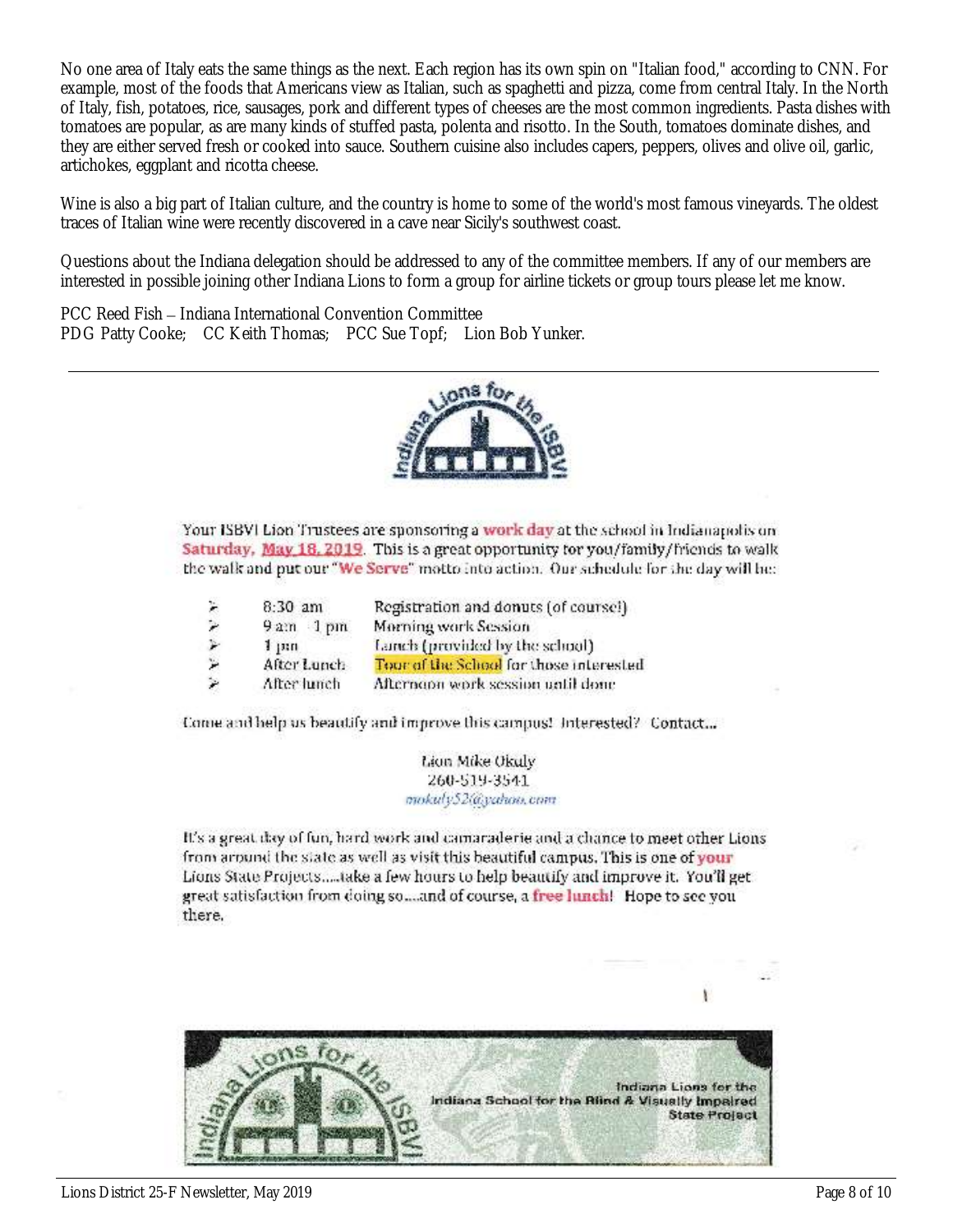No one area of Italy eats the same things as the next. Each region has its own spin on "Italian food," according to CNN. For example, most of the foods that Americans view as Italian, such as spaghetti and pizza, come from central Italy. In the North of Italy, fish, potatoes, rice, sausages, pork and different types of cheeses are the most common ingredients. Pasta dishes with tomatoes are popular, as are many kinds of stuffed pasta, polenta and risotto. In the South, tomatoes dominate dishes, and they are either served fresh or cooked into sauce. Southern cuisine also includes capers, peppers, olives and olive oil, garlic, artichokes, eggplant and ricotta cheese.

Wine is also a big part of Italian culture, and the country is home to some of the world's most famous vineyards. The oldest traces of Italian wine were recently discovered in a cave near Sicily's southwest coast.

Questions about the Indiana delegation should be addressed to any of the committee members. If any of our members are interested in possible joining other Indiana Lions to form a group for airline tickets or group tours please let me know.

PCC Reed Fish – Indiana International Convention Committee
PDG Patty Cooke; CC Keith Thomas; PCC Sue Topf; Lion Bob Yunker.

---

Indiana Lions for the ISBVI

Your ISBVI Lion Trustees are sponsoring a **work day** at the school in Indianapolis on **Saturday, May 18, 2019**. This is a great opportunity for you/family/friends to walk the walk and put our "**We Serve**" motto into action. Our schedule for the day will be:

- 8:30 am — Registration and donuts (of course!)
- 9 am - 1 pm — Morning work Session
- 1 pm — Lunch (provided by the school)
- After Lunch — Tour of the School for those interested
- After lunch — Afternoon work session until done

Come and help us beautify and improve this campus! Interested? Contact...

Lion Mike Okuly
260-519-3541
mokuly52@yahoo.com

It's a great day of fun, hard work and camaraderie and a chance to meet other Lions from around the state as well as visit this beautiful campus. This is one of **your** Lions State Projects.....take a few hours to help beautify and improve it. You'll get great satisfaction from doing so....and of course, a **free lunch**! Hope to see you there.

Indiana Lions for the ISBVI — Indiana Lions for the Indiana School for the Blind & Visually Impaired State Project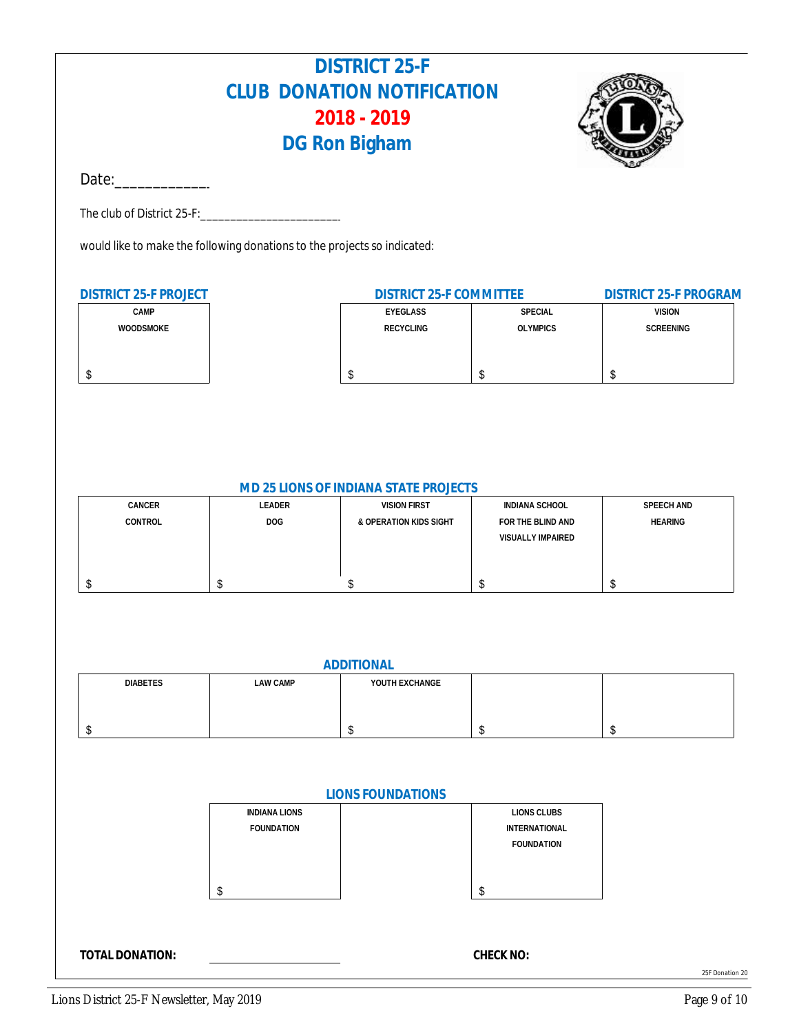# DISTRICT 25-F
# CLUB DONATION NOTIFICATION
# 2018 - 2019
# DG Ron Bigham

Date:_____________

The club of District 25-F:________________________

would like to make the following donations to the projects so indicated:

## DISTRICT 25-F PROJECT

| CAMP WOODSMOKE |
|---|
| $ |

## DISTRICT 25-F COMMITTEE

| EYEGLASS RECYCLING | SPECIAL OLYMPICS |
|---|---|
| $ | $ |

## DISTRICT 25-F PROGRAM

| VISION SCREENING |
|---|
| $ |

## MD 25 LIONS OF INDIANA STATE PROJECTS

| CANCER CONTROL | LEADER DOG | VISION FIRST & OPERATION KIDS SIGHT | INDIANA SCHOOL FOR THE BLIND AND VISUALLY IMPAIRED | SPEECH AND HEARING |
|---|---|---|---|---|
| $ | $ | $ | $ | $ |

## ADDITIONAL

| DIABETES | LAW CAMP | YOUTH EXCHANGE | | |
|---|---|---|---|---|
| $ | | $ | $ | $ |

## LIONS FOUNDATIONS

| INDIANA LIONS FOUNDATION | | LIONS CLUBS INTERNATIONAL FOUNDATION |
|---|---|---|
| $ | | $ |

**TOTAL DONATION:** ________________________ **CHECK NO:**

25F Donation 20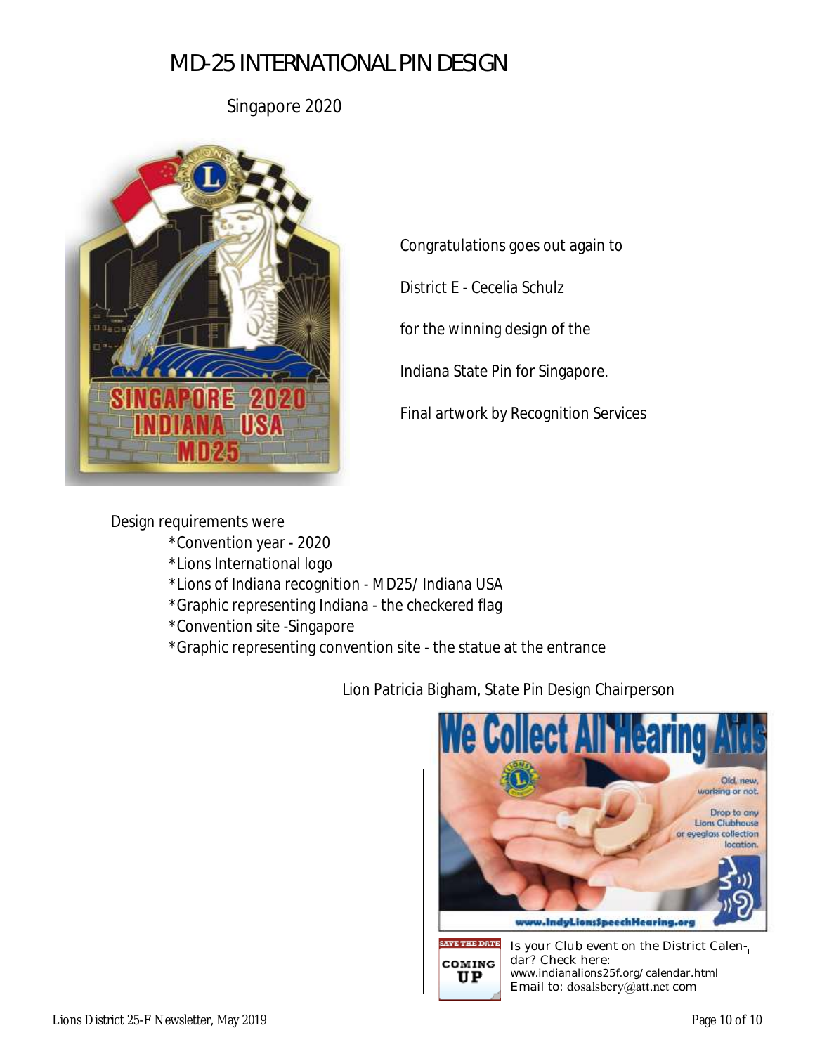# MD-25 INTERNATIONAL PIN DESIGN

Singapore 2020

Congratulations goes out again to

District E - Cecelia Schulz

for the winning design of the

Indiana State Pin for Singapore.

Final artwork by Recognition Services

Design requirements were

- *Convention year - 2020
- *Lions International logo
- *Lions of Indiana recognition - MD25/ Indiana USA
- *Graphic representing Indiana - the checkered flag
- *Convention site -Singapore
- *Graphic representing convention site - the statue at the entrance

Lion Patricia Bigham, State Pin Design Chairperson

---

We Collect All Hearing Aids

Old, new, working or not.

Drop to any Lions Clubhouse or eyeglass collection location.

www.IndyLionsSpeechHearing.org

SAVE THE DATE COMING UP

Is your Club event on the District Calendar? Check here:
www.indianalions25f.org/calendar.html
Email to: dosalsbery@att.net com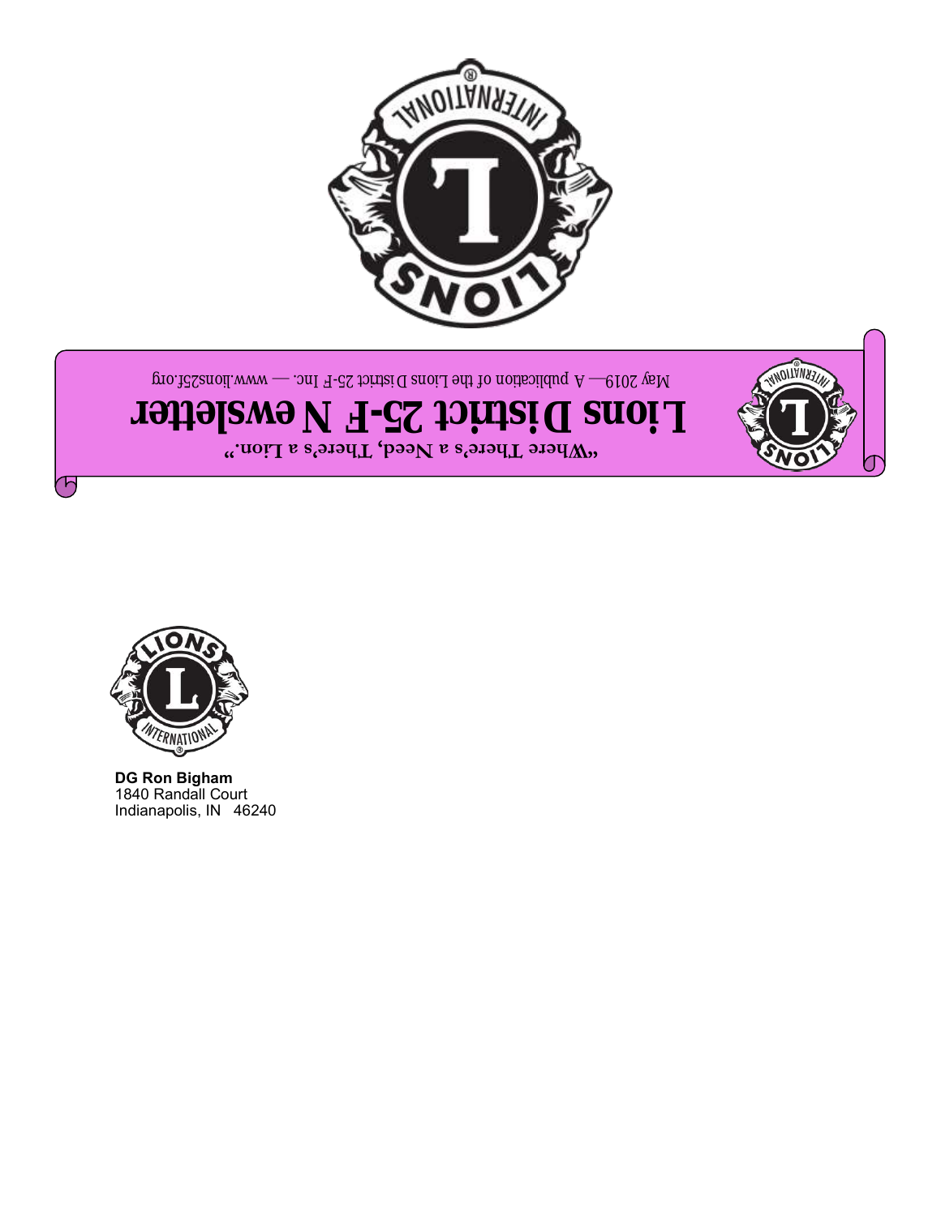"Where There's a Need, There's a Lion."

# Lions District 25-F Newsletter

May 2019— A publication of the Lions District 25-F Inc. — www.lions25f.org

**DG Ron Bigham**
1840 Randall Court
Indianapolis, IN 46240